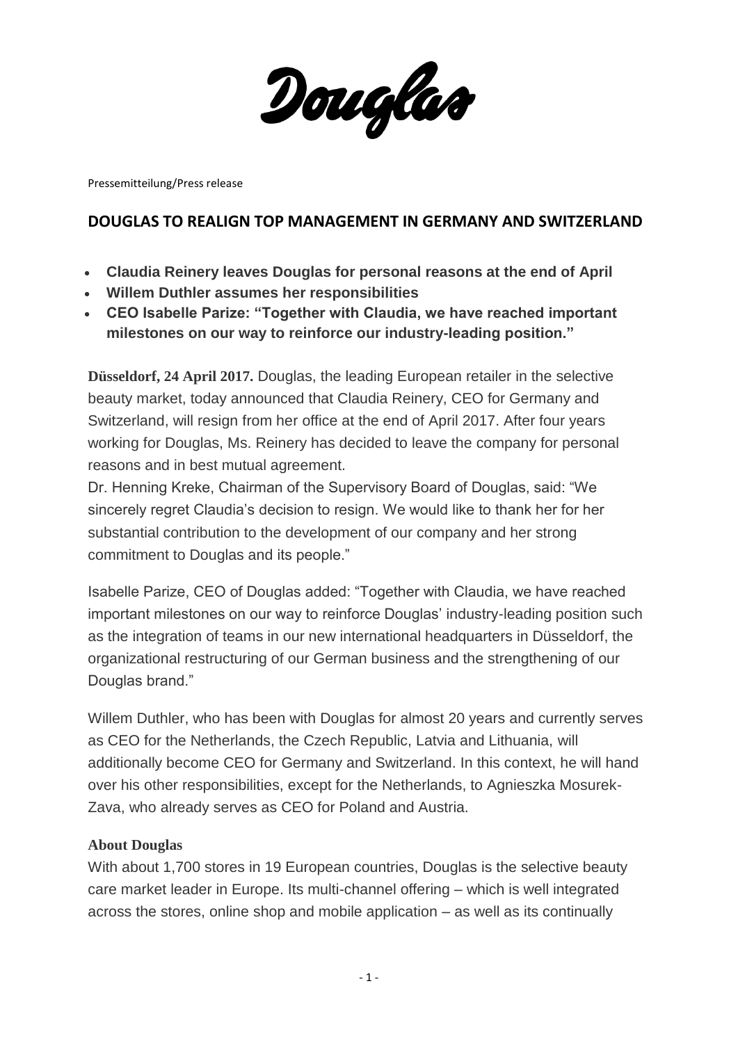Douglas

Pressemitteilung/Press release

# DOUGLAS TO REALIGN TOP MANAGEMENT IN GERMANY AND SWITZERLAND

- **Claudia Reinery leaves Douglas for personal reasons at the end of April**
- **Willem Duthler assumes her responsibilities**
- **CEO Isabelle Parize: "Together with Claudia, we have reached important milestones on our way to reinforce our industry-leading position."**

**Düsseldorf, 24 April 2017.** Douglas, the leading European retailer in the selective beauty market, today announced that Claudia Reinery, CEO for Germany and Switzerland, will resign from her office at the end of April 2017. After four years working for Douglas, Ms. Reinery has decided to leave the company for personal reasons and in best mutual agreement.

Dr. Henning Kreke, Chairman of the Supervisory Board of Douglas, said: "We sincerely regret Claudia's decision to resign. We would like to thank her for her substantial contribution to the development of our company and her strong commitment to Douglas and its people."

Isabelle Parize, CEO of Douglas added: "Together with Claudia, we have reached important milestones on our way to reinforce Douglas' industry-leading position such as the integration of teams in our new international headquarters in Düsseldorf, the organizational restructuring of our German business and the strengthening of our Douglas brand."

Willem Duthler, who has been with Douglas for almost 20 years and currently serves as CEO for the Netherlands, the Czech Republic, Latvia and Lithuania, will additionally become CEO for Germany and Switzerland. In this context, he will hand over his other responsibilities, except for the Netherlands, to Agnieszka Mosurek-Zava, who already serves as CEO for Poland and Austria.

**About Douglas**

With about 1,700 stores in 19 European countries, Douglas is the selective beauty care market leader in Europe. Its multi-channel offering – which is well integrated across the stores, online shop and mobile application – as well as its continually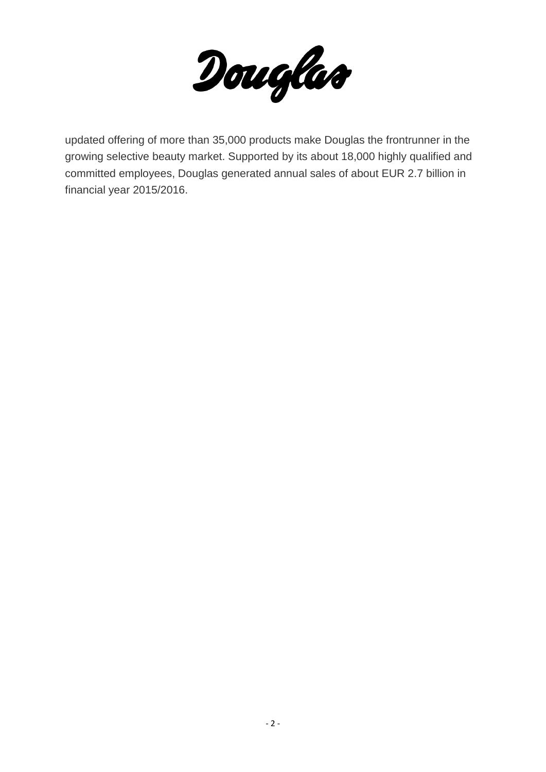updated offering of more than 35,000 products make Douglas the frontrunner in the growing selective beauty market. Supported by its about 18,000 highly qualified and committed employees, Douglas generated annual sales of about EUR 2.7 billion in financial year 2015/2016.